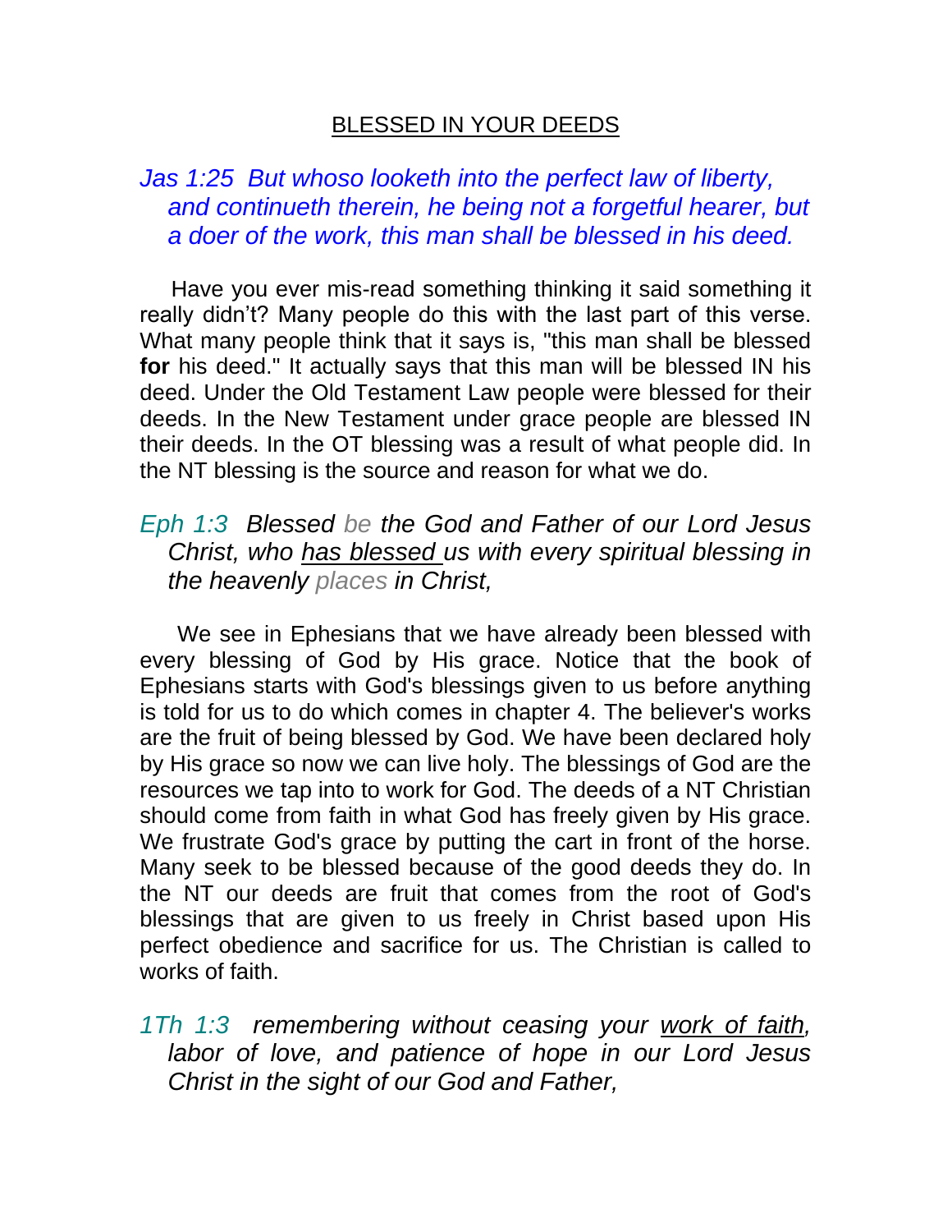# BLESSED IN YOUR DEEDS

*Jas 1:25 But whoso looketh into the perfect law of liberty, and continueth therein, he being not a forgetful hearer, but a doer of the work, this man shall be blessed in his deed.*

Have you ever mis-read something thinking it said something it really didn't? Many people do this with the last part of this verse. What many people think that it says is, "this man shall be blessed **for** his deed." It actually says that this man will be blessed IN his deed. Under the Old Testament Law people were blessed for their deeds. In the New Testament under grace people are blessed IN their deeds. In the OT blessing was a result of what people did. In the NT blessing is the source and reason for what we do.

*Eph 1:3 Blessed be the God and Father of our Lord Jesus Christ, who <u>has blessed</u> us with every spiritual blessing in the heavenly places in Christ,*

We see in Ephesians that we have already been blessed with every blessing of God by His grace. Notice that the book of Ephesians starts with God's blessings given to us before anything is told for us to do which comes in chapter 4. The believer's works are the fruit of being blessed by God. We have been declared holy by His grace so now we can live holy. The blessings of God are the resources we tap into to work for God. The deeds of a NT Christian should come from faith in what God has freely given by His grace. We frustrate God's grace by putting the cart in front of the horse. Many seek to be blessed because of the good deeds they do. In the NT our deeds are fruit that comes from the root of God's blessings that are given to us freely in Christ based upon His perfect obedience and sacrifice for us. The Christian is called to works of faith.

*1Th 1:3 remembering without ceasing your <u>work of faith</u>, labor of love, and patience of hope in our Lord Jesus Christ in the sight of our God and Father,*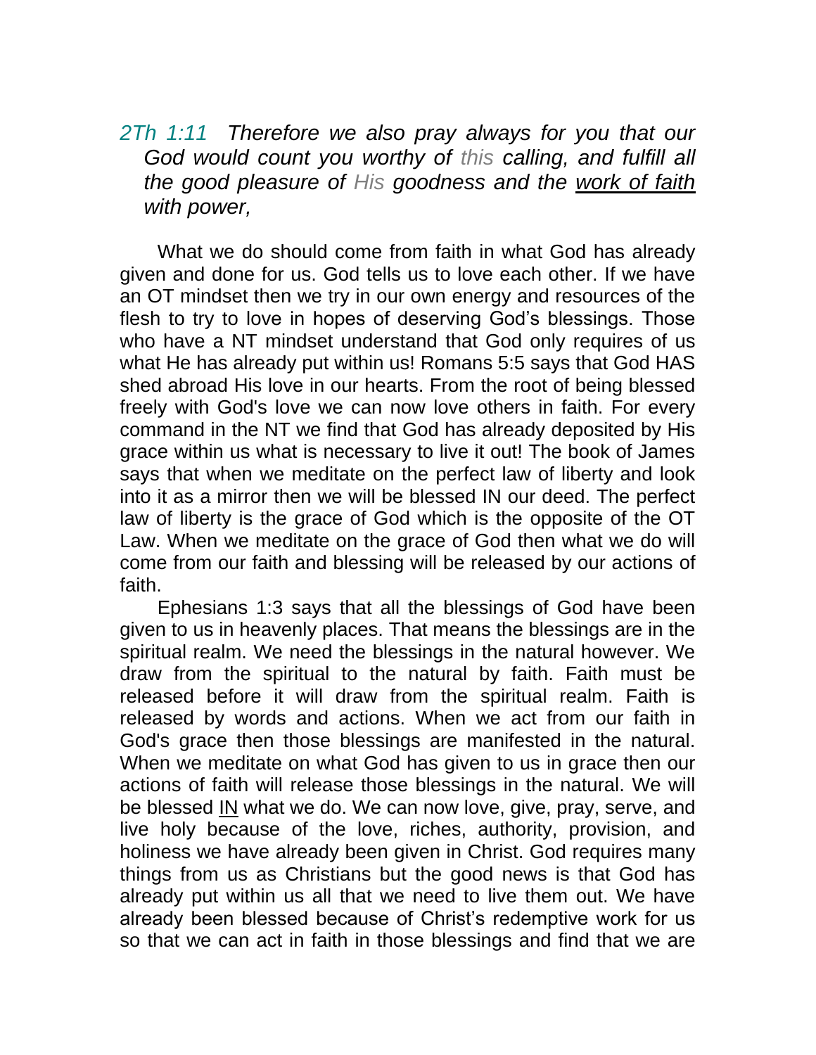*2Th 1:11 Therefore we also pray always for you that our God would count you worthy of this calling, and fulfill all the good pleasure of His goodness and the <u>work of faith</u> with power,*

What we do should come from faith in what God has already given and done for us. God tells us to love each other. If we have an OT mindset then we try in our own energy and resources of the flesh to try to love in hopes of deserving God's blessings. Those who have a NT mindset understand that God only requires of us what He has already put within us! Romans 5:5 says that God HAS shed abroad His love in our hearts. From the root of being blessed freely with God's love we can now love others in faith. For every command in the NT we find that God has already deposited by His grace within us what is necessary to live it out! The book of James says that when we meditate on the perfect law of liberty and look into it as a mirror then we will be blessed IN our deed. The perfect law of liberty is the grace of God which is the opposite of the OT Law. When we meditate on the grace of God then what we do will come from our faith and blessing will be released by our actions of faith.

Ephesians 1:3 says that all the blessings of God have been given to us in heavenly places. That means the blessings are in the spiritual realm. We need the blessings in the natural however. We draw from the spiritual to the natural by faith. Faith must be released before it will draw from the spiritual realm. Faith is released by words and actions. When we act from our faith in God's grace then those blessings are manifested in the natural. When we meditate on what God has given to us in grace then our actions of faith will release those blessings in the natural. We will be blessed <u>IN</u> what we do. We can now love, give, pray, serve, and live holy because of the love, riches, authority, provision, and holiness we have already been given in Christ. God requires many things from us as Christians but the good news is that God has already put within us all that we need to live them out. We have already been blessed because of Christ's redemptive work for us so that we can act in faith in those blessings and find that we are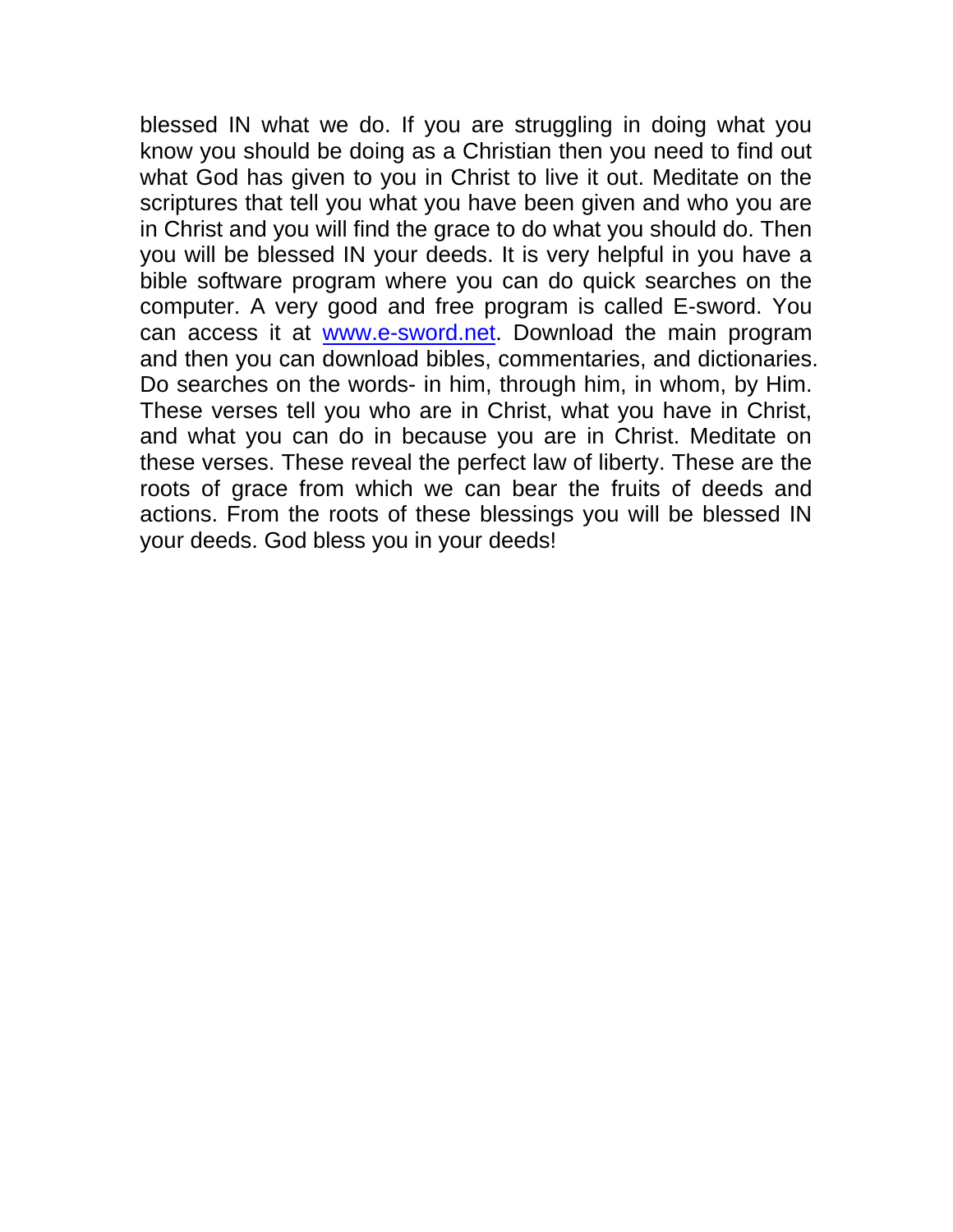blessed IN what we do. If you are struggling in doing what you know you should be doing as a Christian then you need to find out what God has given to you in Christ to live it out. Meditate on the scriptures that tell you what you have been given and who you are in Christ and you will find the grace to do what you should do. Then you will be blessed IN your deeds. It is very helpful in you have a bible software program where you can do quick searches on the computer. A very good and free program is called E-sword. You can access it at [www.e-sword.net](http://www.e-sword.net). Download the main program and then you can download bibles, commentaries, and dictionaries. Do searches on the words- in him, through him, in whom, by Him. These verses tell you who are in Christ, what you have in Christ, and what you can do in because you are in Christ. Meditate on these verses. These reveal the perfect law of liberty. These are the roots of grace from which we can bear the fruits of deeds and actions. From the roots of these blessings you will be blessed IN your deeds. God bless you in your deeds!